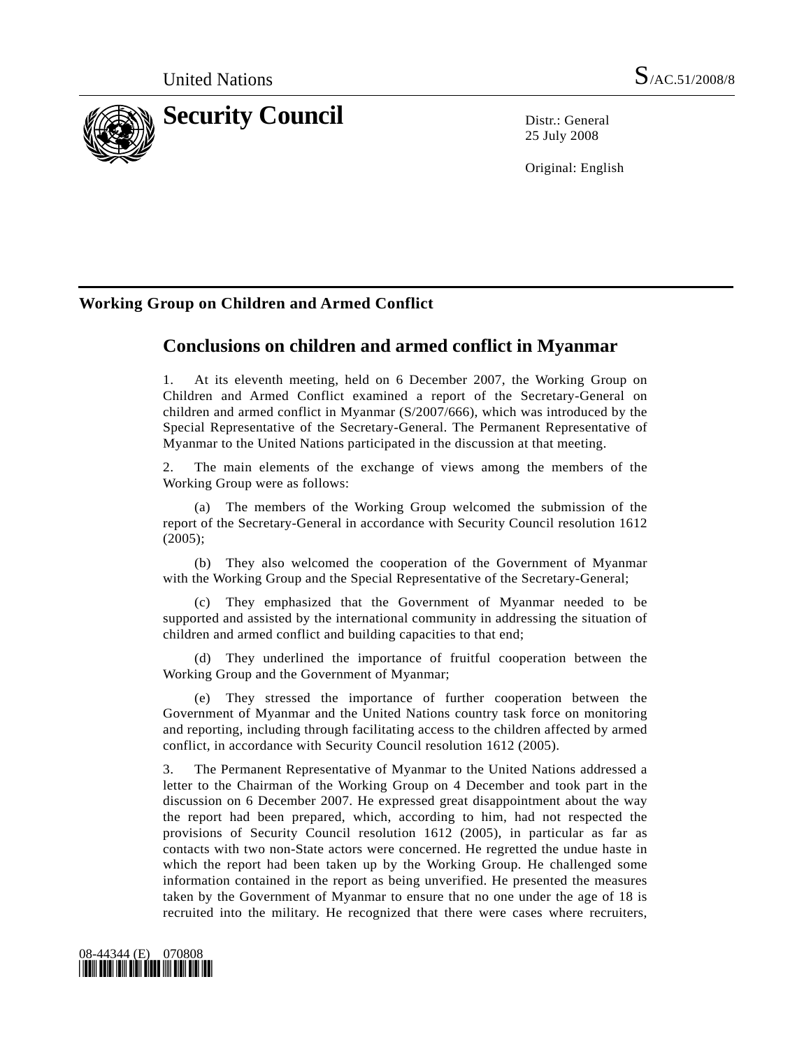United Nations S/AC.51/2008/8

# Security Council

Distr.: General
25 July 2008

Original: English

## Working Group on Children and Armed Conflict

# Conclusions on children and armed conflict in Myanmar

1. At its eleventh meeting, held on 6 December 2007, the Working Group on Children and Armed Conflict examined a report of the Secretary-General on children and armed conflict in Myanmar (S/2007/666), which was introduced by the Special Representative of the Secretary-General. The Permanent Representative of Myanmar to the United Nations participated in the discussion at that meeting.

2. The main elements of the exchange of views among the members of the Working Group were as follows:

(a) The members of the Working Group welcomed the submission of the report of the Secretary-General in accordance with Security Council resolution 1612 (2005);

(b) They also welcomed the cooperation of the Government of Myanmar with the Working Group and the Special Representative of the Secretary-General;

(c) They emphasized that the Government of Myanmar needed to be supported and assisted by the international community in addressing the situation of children and armed conflict and building capacities to that end;

(d) They underlined the importance of fruitful cooperation between the Working Group and the Government of Myanmar;

(e) They stressed the importance of further cooperation between the Government of Myanmar and the United Nations country task force on monitoring and reporting, including through facilitating access to the children affected by armed conflict, in accordance with Security Council resolution 1612 (2005).

3. The Permanent Representative of Myanmar to the United Nations addressed a letter to the Chairman of the Working Group on 4 December and took part in the discussion on 6 December 2007. He expressed great disappointment about the way the report had been prepared, which, according to him, had not respected the provisions of Security Council resolution 1612 (2005), in particular as far as contacts with two non-State actors were concerned. He regretted the undue haste in which the report had been taken up by the Working Group. He challenged some information contained in the report as being unverified. He presented the measures taken by the Government of Myanmar to ensure that no one under the age of 18 is recruited into the military. He recognized that there were cases where recruiters,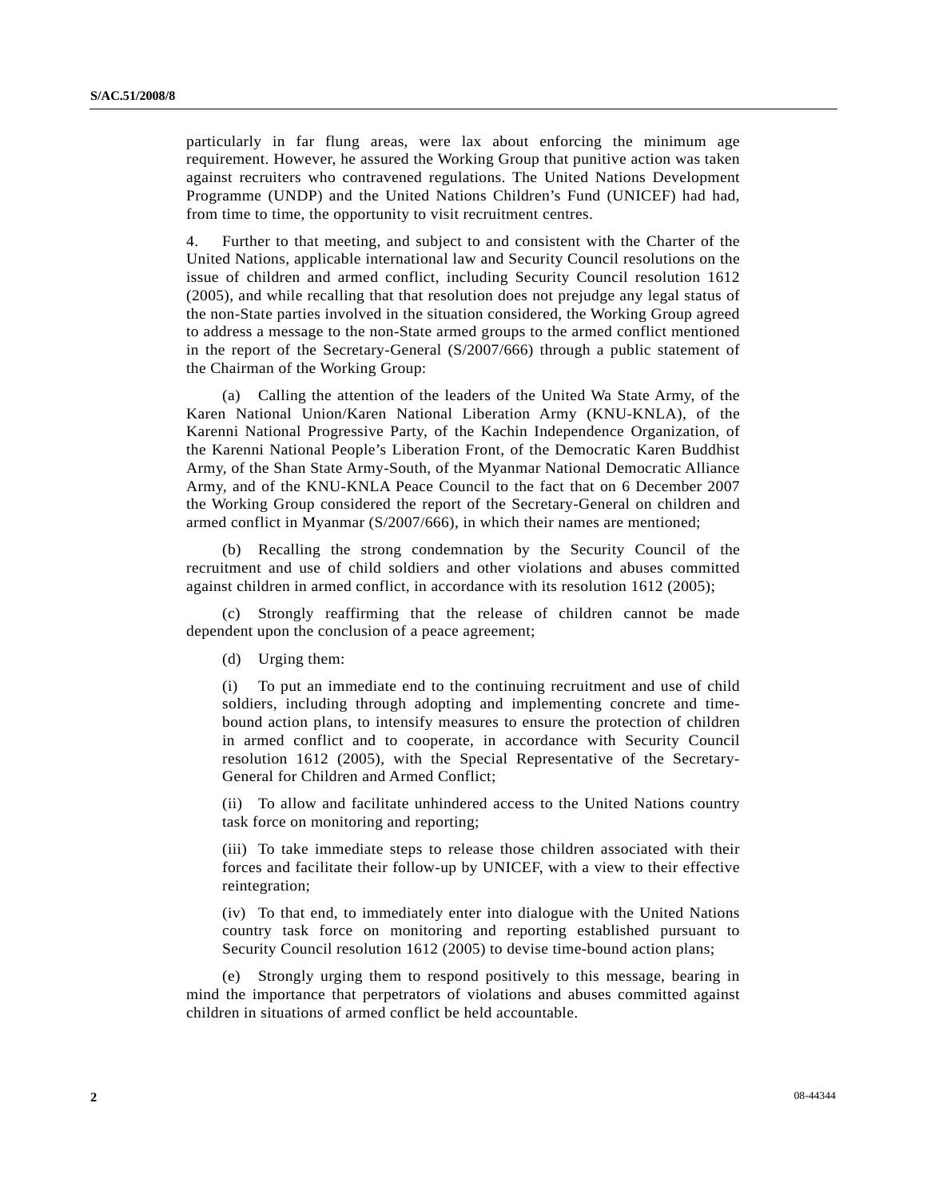particularly in far flung areas, were lax about enforcing the minimum age requirement. However, he assured the Working Group that punitive action was taken against recruiters who contravened regulations. The United Nations Development Programme (UNDP) and the United Nations Children's Fund (UNICEF) had had, from time to time, the opportunity to visit recruitment centres.

4. Further to that meeting, and subject to and consistent with the Charter of the United Nations, applicable international law and Security Council resolutions on the issue of children and armed conflict, including Security Council resolution 1612 (2005), and while recalling that that resolution does not prejudge any legal status of the non-State parties involved in the situation considered, the Working Group agreed to address a message to the non-State armed groups to the armed conflict mentioned in the report of the Secretary-General (S/2007/666) through a public statement of the Chairman of the Working Group:

(a) Calling the attention of the leaders of the United Wa State Army, of the Karen National Union/Karen National Liberation Army (KNU-KNLA), of the Karenni National Progressive Party, of the Kachin Independence Organization, of the Karenni National People's Liberation Front, of the Democratic Karen Buddhist Army, of the Shan State Army-South, of the Myanmar National Democratic Alliance Army, and of the KNU-KNLA Peace Council to the fact that on 6 December 2007 the Working Group considered the report of the Secretary-General on children and armed conflict in Myanmar (S/2007/666), in which their names are mentioned;

(b) Recalling the strong condemnation by the Security Council of the recruitment and use of child soldiers and other violations and abuses committed against children in armed conflict, in accordance with its resolution 1612 (2005);

(c) Strongly reaffirming that the release of children cannot be made dependent upon the conclusion of a peace agreement;

(d) Urging them:

(i) To put an immediate end to the continuing recruitment and use of child soldiers, including through adopting and implementing concrete and time-bound action plans, to intensify measures to ensure the protection of children in armed conflict and to cooperate, in accordance with Security Council resolution 1612 (2005), with the Special Representative of the Secretary-General for Children and Armed Conflict;

(ii) To allow and facilitate unhindered access to the United Nations country task force on monitoring and reporting;

(iii) To take immediate steps to release those children associated with their forces and facilitate their follow-up by UNICEF, with a view to their effective reintegration;

(iv) To that end, to immediately enter into dialogue with the United Nations country task force on monitoring and reporting established pursuant to Security Council resolution 1612 (2005) to devise time-bound action plans;

(e) Strongly urging them to respond positively to this message, bearing in mind the importance that perpetrators of violations and abuses committed against children in situations of armed conflict be held accountable.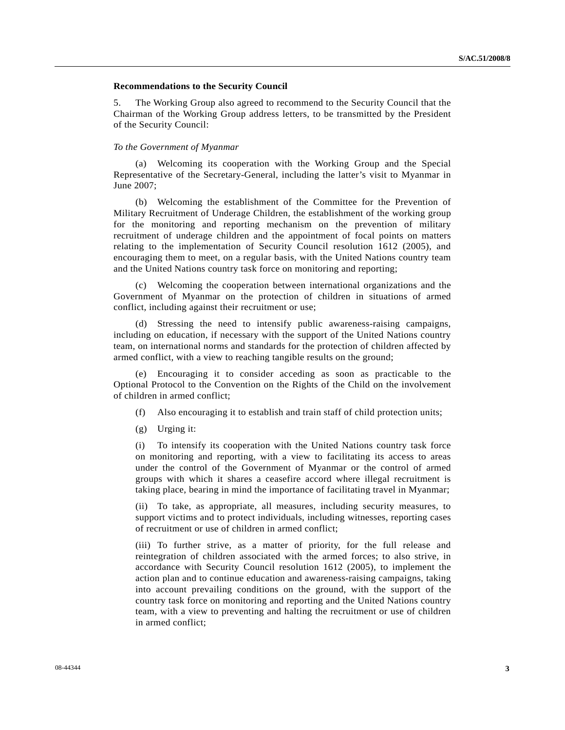**Recommendations to the Security Council**

5. The Working Group also agreed to recommend to the Security Council that the Chairman of the Working Group address letters, to be transmitted by the President of the Security Council:

*To the Government of Myanmar*

(a) Welcoming its cooperation with the Working Group and the Special Representative of the Secretary-General, including the latter's visit to Myanmar in June 2007;

(b) Welcoming the establishment of the Committee for the Prevention of Military Recruitment of Underage Children, the establishment of the working group for the monitoring and reporting mechanism on the prevention of military recruitment of underage children and the appointment of focal points on matters relating to the implementation of Security Council resolution 1612 (2005), and encouraging them to meet, on a regular basis, with the United Nations country team and the United Nations country task force on monitoring and reporting;

(c) Welcoming the cooperation between international organizations and the Government of Myanmar on the protection of children in situations of armed conflict, including against their recruitment or use;

(d) Stressing the need to intensify public awareness-raising campaigns, including on education, if necessary with the support of the United Nations country team, on international norms and standards for the protection of children affected by armed conflict, with a view to reaching tangible results on the ground;

(e) Encouraging it to consider acceding as soon as practicable to the Optional Protocol to the Convention on the Rights of the Child on the involvement of children in armed conflict;

(f) Also encouraging it to establish and train staff of child protection units;

(g) Urging it:

(i) To intensify its cooperation with the United Nations country task force on monitoring and reporting, with a view to facilitating its access to areas under the control of the Government of Myanmar or the control of armed groups with which it shares a ceasefire accord where illegal recruitment is taking place, bearing in mind the importance of facilitating travel in Myanmar;

(ii) To take, as appropriate, all measures, including security measures, to support victims and to protect individuals, including witnesses, reporting cases of recruitment or use of children in armed conflict;

(iii) To further strive, as a matter of priority, for the full release and reintegration of children associated with the armed forces; to also strive, in accordance with Security Council resolution 1612 (2005), to implement the action plan and to continue education and awareness-raising campaigns, taking into account prevailing conditions on the ground, with the support of the country task force on monitoring and reporting and the United Nations country team, with a view to preventing and halting the recruitment or use of children in armed conflict;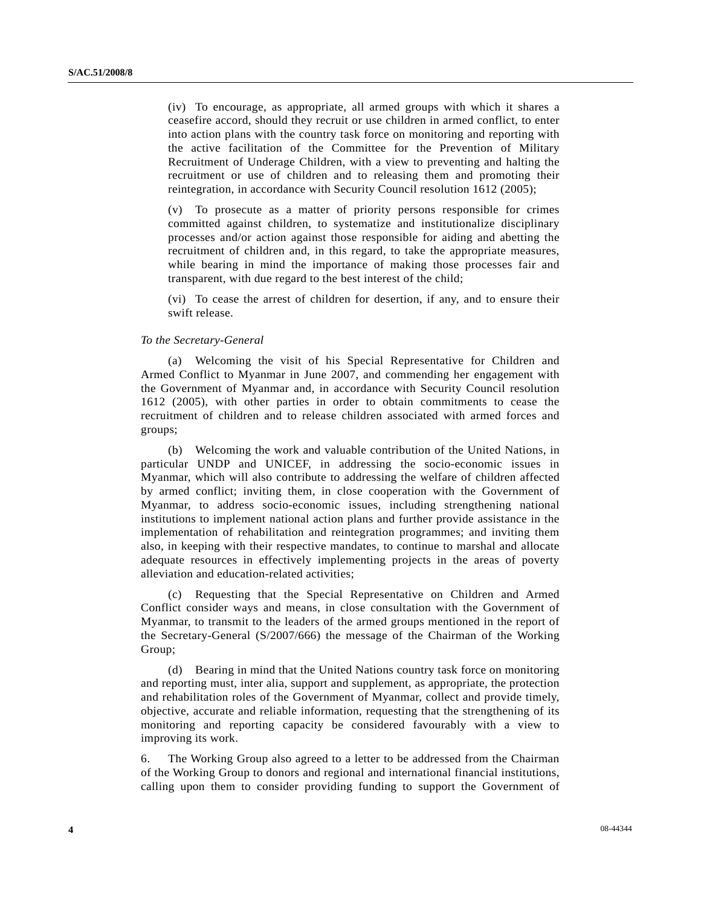(iv) To encourage, as appropriate, all armed groups with which it shares a ceasefire accord, should they recruit or use children in armed conflict, to enter into action plans with the country task force on monitoring and reporting with the active facilitation of the Committee for the Prevention of Military Recruitment of Underage Children, with a view to preventing and halting the recruitment or use of children and to releasing them and promoting their reintegration, in accordance with Security Council resolution 1612 (2005);

(v) To prosecute as a matter of priority persons responsible for crimes committed against children, to systematize and institutionalize disciplinary processes and/or action against those responsible for aiding and abetting the recruitment of children and, in this regard, to take the appropriate measures, while bearing in mind the importance of making those processes fair and transparent, with due regard to the best interest of the child;

(vi) To cease the arrest of children for desertion, if any, and to ensure their swift release.

*To the Secretary-General*

(a) Welcoming the visit of his Special Representative for Children and Armed Conflict to Myanmar in June 2007, and commending her engagement with the Government of Myanmar and, in accordance with Security Council resolution 1612 (2005), with other parties in order to obtain commitments to cease the recruitment of children and to release children associated with armed forces and groups;

(b) Welcoming the work and valuable contribution of the United Nations, in particular UNDP and UNICEF, in addressing the socio-economic issues in Myanmar, which will also contribute to addressing the welfare of children affected by armed conflict; inviting them, in close cooperation with the Government of Myanmar, to address socio-economic issues, including strengthening national institutions to implement national action plans and further provide assistance in the implementation of rehabilitation and reintegration programmes; and inviting them also, in keeping with their respective mandates, to continue to marshal and allocate adequate resources in effectively implementing projects in the areas of poverty alleviation and education-related activities;

(c) Requesting that the Special Representative on Children and Armed Conflict consider ways and means, in close consultation with the Government of Myanmar, to transmit to the leaders of the armed groups mentioned in the report of the Secretary-General (S/2007/666) the message of the Chairman of the Working Group;

(d) Bearing in mind that the United Nations country task force on monitoring and reporting must, inter alia, support and supplement, as appropriate, the protection and rehabilitation roles of the Government of Myanmar, collect and provide timely, objective, accurate and reliable information, requesting that the strengthening of its monitoring and reporting capacity be considered favourably with a view to improving its work.

6. The Working Group also agreed to a letter to be addressed from the Chairman of the Working Group to donors and regional and international financial institutions, calling upon them to consider providing funding to support the Government of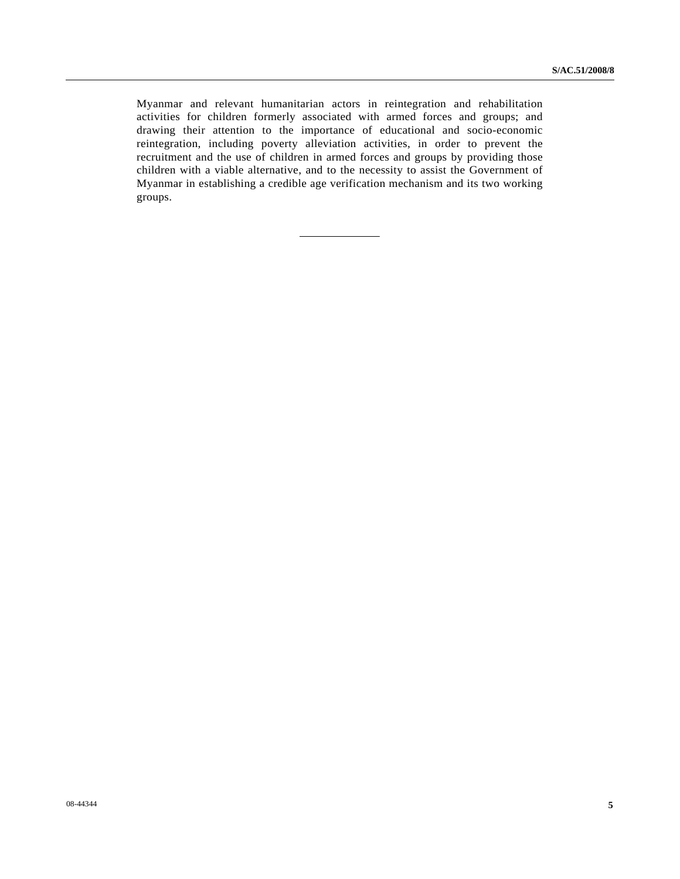Myanmar and relevant humanitarian actors in reintegration and rehabilitation activities for children formerly associated with armed forces and groups; and drawing their attention to the importance of educational and socio-economic reintegration, including poverty alleviation activities, in order to prevent the recruitment and the use of children in armed forces and groups by providing those children with a viable alternative, and to the necessity to assist the Government of Myanmar in establishing a credible age verification mechanism and its two working groups.